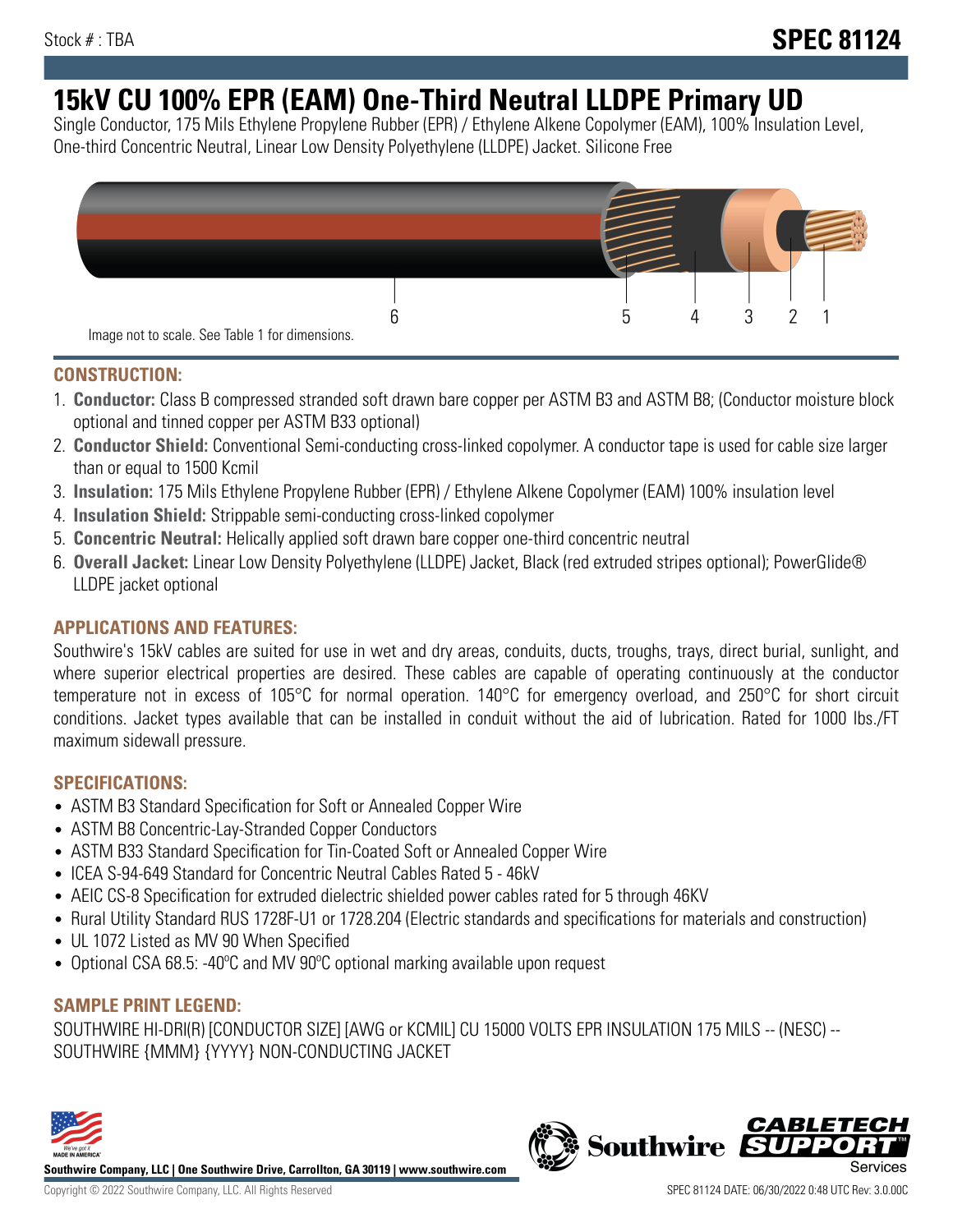Stock # : TBA

# SPEC 81124

## 15kV CU 100% EPR (EAM) One-Third Neutral LLDPE Primary UD

Single Conductor, 175 Mils Ethylene Propylene Rubber (EPR) / Ethylene Alkene Copolymer (EAM), 100% Insulation Level, One-third Concentric Neutral, Linear Low Density Polyethylene (LLDPE) Jacket. Silicone Free

6 5 4 3 2 1

Image not to scale. See Table 1 for dimensions.

### CONSTRUCTION:

1. **Conductor:** Class B compressed stranded soft drawn bare copper per ASTM B3 and ASTM B8; (Conductor moisture block optional and tinned copper per ASTM B33 optional)
2. **Conductor Shield:** Conventional Semi-conducting cross-linked copolymer. A conductor tape is used for cable size larger than or equal to 1500 Kcmil
3. **Insulation:** 175 Mils Ethylene Propylene Rubber (EPR) / Ethylene Alkene Copolymer (EAM) 100% insulation level
4. **Insulation Shield:** Strippable semi-conducting cross-linked copolymer
5. **Concentric Neutral:** Helically applied soft drawn bare copper one-third concentric neutral
6. **Overall Jacket:** Linear Low Density Polyethylene (LLDPE) Jacket, Black (red extruded stripes optional); PowerGlide® LLDPE jacket optional

### APPLICATIONS AND FEATURES:

Southwire's 15kV cables are suited for use in wet and dry areas, conduits, ducts, troughs, trays, direct burial, sunlight, and where superior electrical properties are desired. These cables are capable of operating continuously at the conductor temperature not in excess of 105°C for normal operation. 140°C for emergency overload, and 250°C for short circuit conditions. Jacket types available that can be installed in conduit without the aid of lubrication. Rated for 1000 lbs./FT maximum sidewall pressure.

### SPECIFICATIONS:

- ASTM B3 Standard Specification for Soft or Annealed Copper Wire
- ASTM B8 Concentric-Lay-Stranded Copper Conductors
- ASTM B33 Standard Specification for Tin-Coated Soft or Annealed Copper Wire
- ICEA S-94-649 Standard for Concentric Neutral Cables Rated 5 - 46kV
- AEIC CS-8 Specification for extruded dielectric shielded power cables rated for 5 through 46KV
- Rural Utility Standard RUS 1728F-U1 or 1728.204 (Electric standards and specifications for materials and construction)
- UL 1072 Listed as MV 90 When Specified
- Optional CSA 68.5: -40ºC and MV 90ºC optional marking available upon request

### SAMPLE PRINT LEGEND:

SOUTHWIRE HI-DRI(R) [CONDUCTOR SIZE] [AWG or KCMIL] CU 15000 VOLTS EPR INSULATION 175 MILS -- (NESC) -- SOUTHWIRE {MMM} {YYYY} NON-CONDUCTING JACKET

**Southwire Company, LLC | One Southwire Drive, Carrollton, GA 30119 | www.southwire.com**

Copyright © 2022 Southwire Company, LLC. All Rights Reserved

SPEC 81124 DATE: 06/30/2022 0:48 UTC Rev: 3.0.00C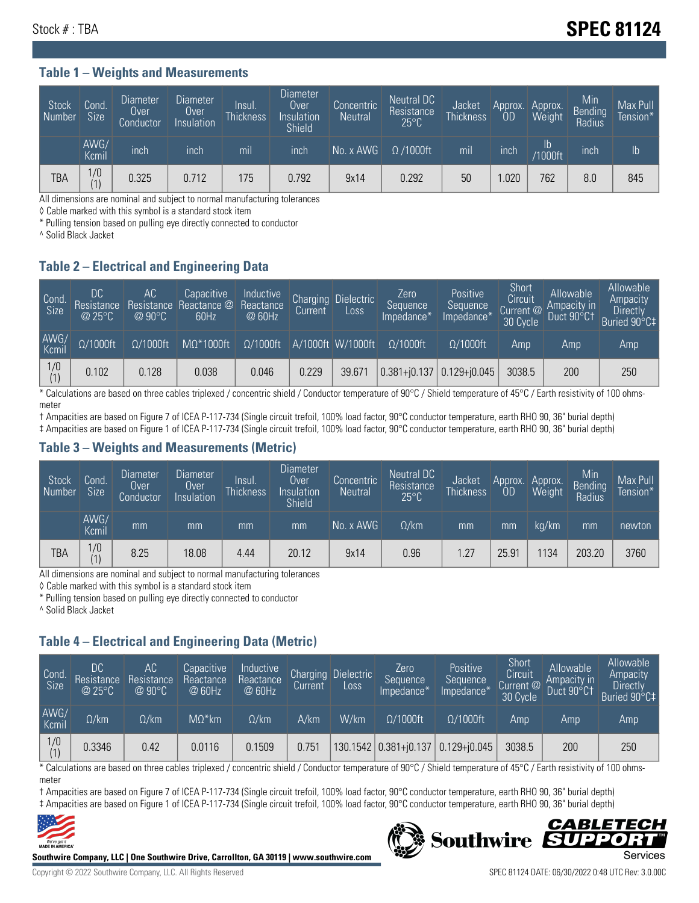Stock # : TBA

# SPEC 81124

## Table 1 – Weights and Measurements

| Stock Number | Cond. Size | Diameter Over Conductor | Diameter Over Insulation | Insul. Thickness | Diameter Over Insulation Shield | Concentric Neutral | Neutral DC Resistance 25°C | Jacket Thickness | Approx. OD | Approx. Weight | Min Bending Radius | Max Pull Tension* |
|---|---|---|---|---|---|---|---|---|---|---|---|---|
| | AWG/ Kcmil | inch | inch | mil | inch | No. x AWG | Ω /1000ft | mil | inch | lb /1000ft | inch | lb |
| TBA | 1/0 (1) | 0.325 | 0.712 | 175 | 0.792 | 9x14 | 0.292 | 50 | 1.020 | 762 | 8.0 | 845 |

All dimensions are nominal and subject to normal manufacturing tolerances
◊ Cable marked with this symbol is a standard stock item
* Pulling tension based on pulling eye directly connected to conductor
^ Solid Black Jacket

## Table 2 – Electrical and Engineering Data

| Cond. Size | DC Resistance @ 25°C | AC Resistance @ 90°C | Capacitive Reactance @ 60Hz | Inductive Reactance @ 60Hz | Charging Current | Dielectric Loss | Zero Sequence Impedance* | Positive Sequence Impedance* | Short Circuit Current @ 30 Cycle | Allowable Ampacity in Duct 90°C† | Allowable Ampacity Directly Buried 90°C‡ |
|---|---|---|---|---|---|---|---|---|---|---|---|
| AWG/ Kcmil | Ω/1000ft | Ω/1000ft | MΩ*1000ft | Ω/1000ft | A/1000ft | W/1000ft | Ω/1000ft | Ω/1000ft | Amp | Amp | Amp |
| 1/0 (1) | 0.102 | 0.128 | 0.038 | 0.046 | 0.229 | 39.671 | 0.381+j0.137 | 0.129+j0.045 | 3038.5 | 200 | 250 |

* Calculations are based on three cables triplexed / concentric shield / Conductor temperature of 90°C / Shield temperature of 45°C / Earth resistivity of 100 ohms-meter
† Ampacities are based on Figure 7 of ICEA P-117-734 (Single circuit trefoil, 100% load factor, 90°C conductor temperature, earth RHO 90, 36" burial depth)
‡ Ampacities are based on Figure 1 of ICEA P-117-734 (Single circuit trefoil, 100% load factor, 90°C conductor temperature, earth RHO 90, 36" burial depth)

## Table 3 – Weights and Measurements (Metric)

| Stock Number | Cond. Size | Diameter Over Conductor | Diameter Over Insulation | Insul. Thickness | Diameter Over Insulation Shield | Concentric Neutral | Neutral DC Resistance 25°C | Jacket Thickness | Approx. OD | Approx. Weight | Min Bending Radius | Max Pull Tension* |
|---|---|---|---|---|---|---|---|---|---|---|---|---|
| | AWG/ Kcmil | mm | mm | mm | mm | No. x AWG | Ω/km | mm | mm | kg/km | mm | newton |
| TBA | 1/0 (1) | 8.25 | 18.08 | 4.44 | 20.12 | 9x14 | 0.96 | 1.27 | 25.91 | 1134 | 203.20 | 3760 |

All dimensions are nominal and subject to normal manufacturing tolerances
◊ Cable marked with this symbol is a standard stock item
* Pulling tension based on pulling eye directly connected to conductor
^ Solid Black Jacket

## Table 4 – Electrical and Engineering Data (Metric)

| Cond. Size | DC Resistance @ 25°C | AC Resistance @ 90°C | Capacitive Reactance @ 60Hz | Inductive Reactance @ 60Hz | Charging Current | Dielectric Loss | Zero Sequence Impedance* | Positive Sequence Impedance* | Short Circuit Current @ 30 Cycle | Allowable Ampacity in Duct 90°C† | Allowable Ampacity Directly Buried 90°C‡ |
|---|---|---|---|---|---|---|---|---|---|---|---|
| AWG/ Kcmil | Ω/km | Ω/km | MΩ*km | Ω/km | A/km | W/km | Ω/1000ft | Ω/1000ft | Amp | Amp | Amp |
| 1/0 (1) | 0.3346 | 0.42 | 0.0116 | 0.1509 | 0.751 | 130.1542 | 0.381+j0.137 | 0.129+j0.045 | 3038.5 | 200 | 250 |

* Calculations are based on three cables triplexed / concentric shield / Conductor temperature of 90°C / Shield temperature of 45°C / Earth resistivity of 100 ohms-meter
† Ampacities are based on Figure 7 of ICEA P-117-734 (Single circuit trefoil, 100% load factor, 90°C conductor temperature, earth RHO 90, 36" burial depth)
‡ Ampacities are based on Figure 1 of ICEA P-117-734 (Single circuit trefoil, 100% load factor, 90°C conductor temperature, earth RHO 90, 36" burial depth)

Southwire Company, LLC | One Southwire Drive, Carrollton, GA 30119 | www.southwire.com

Copyright © 2022 Southwire Company, LLC. All Rights Reserved

SPEC 81124 DATE: 06/30/2022 0:48 UTC Rev: 3.0.00C